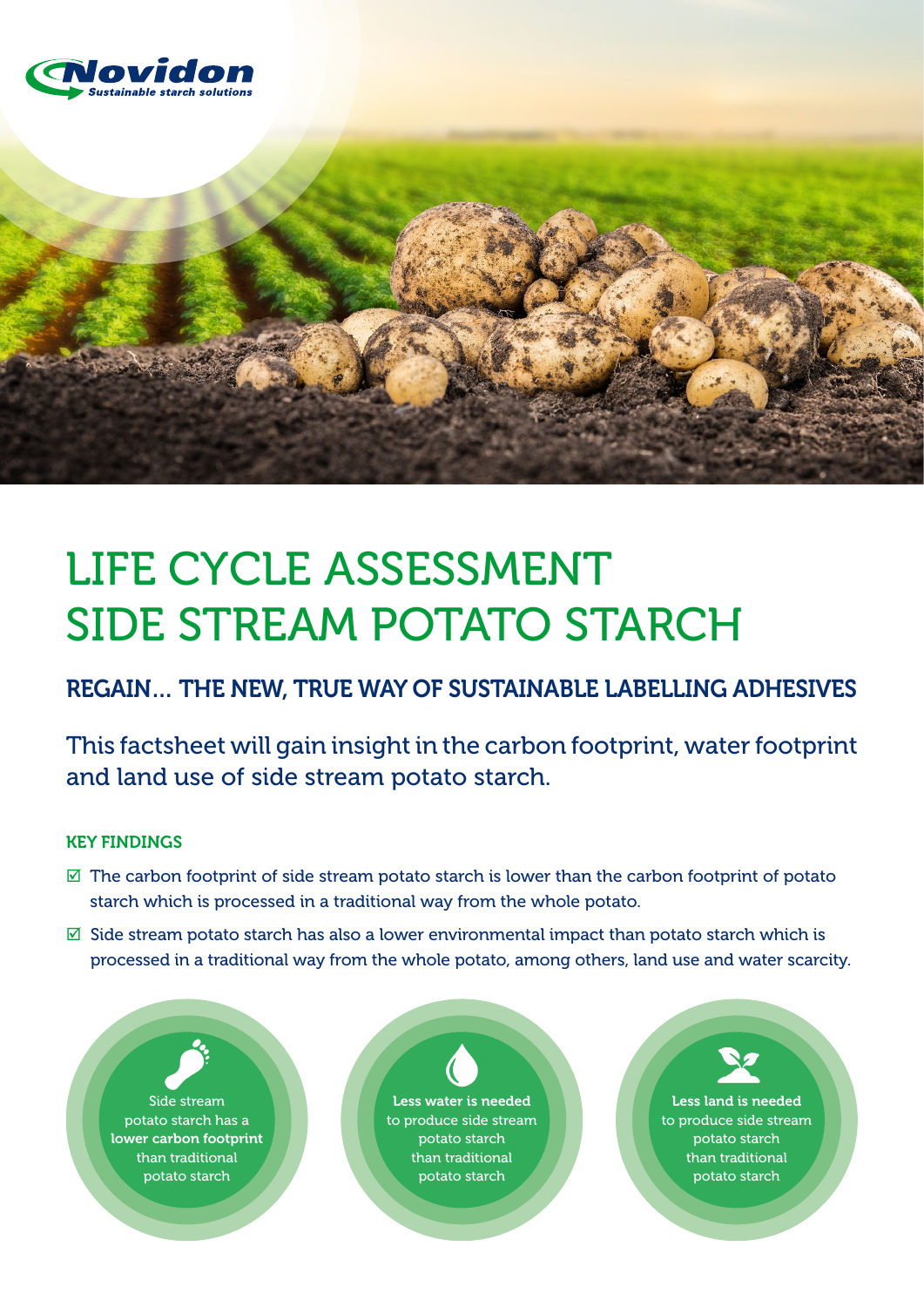Novidon
Sustainable starch solutions

# LIFE CYCLE ASSESSMENT SIDE STREAM POTATO STARCH

## REGAIN... THE NEW, TRUE WAY OF SUSTAINABLE LABELLING ADHESIVES

This factsheet will gain insight in the carbon footprint, water footprint and land use of side stream potato starch.

### KEY FINDINGS

- ☑ The carbon footprint of side stream potato starch is lower than the carbon footprint of potato starch which is processed in a traditional way from the whole potato.
- ☑ Side stream potato starch has also a lower environmental impact than potato starch which is processed in a traditional way from the whole potato, among others, land use and water scarcity.

Side stream potato starch has a **lower carbon footprint** than traditional potato starch

**Less water is needed** to produce side stream potato starch than traditional potato starch

**Less land is needed** to produce side stream potato starch than traditional potato starch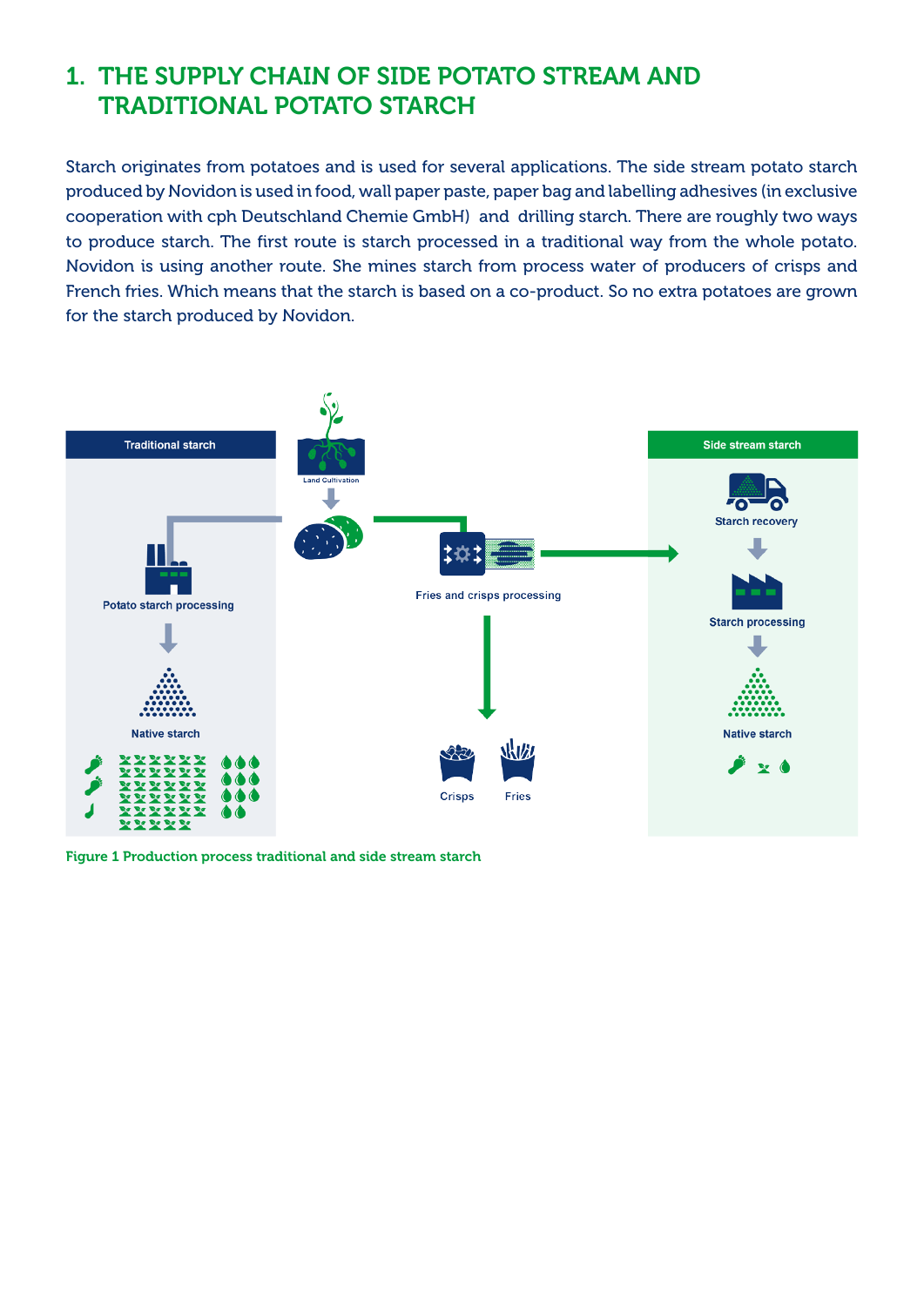# 1. THE SUPPLY CHAIN OF SIDE POTATO STREAM AND TRADITIONAL POTATO STARCH

Starch originates from potatoes and is used for several applications. The side stream potato starch produced by Novidon is used in food, wall paper paste, paper bag and labelling adhesives (in exclusive cooperation with cph Deutschland Chemie GmbH) and drilling starch. There are roughly two ways to produce starch. The first route is starch processed in a traditional way from the whole potato. Novidon is using another route. She mines starch from process water of producers of crisps and French fries. Which means that the starch is based on a co-product. So no extra potatoes are grown for the starch produced by Novidon.

Traditional starch

Land Cultivation

Potato starch processing

Fries and crisps processing

Side stream starch

Starch recovery

Starch processing

Native starch

Native starch

Crisps

Fries

Figure 1 Production process traditional and side stream starch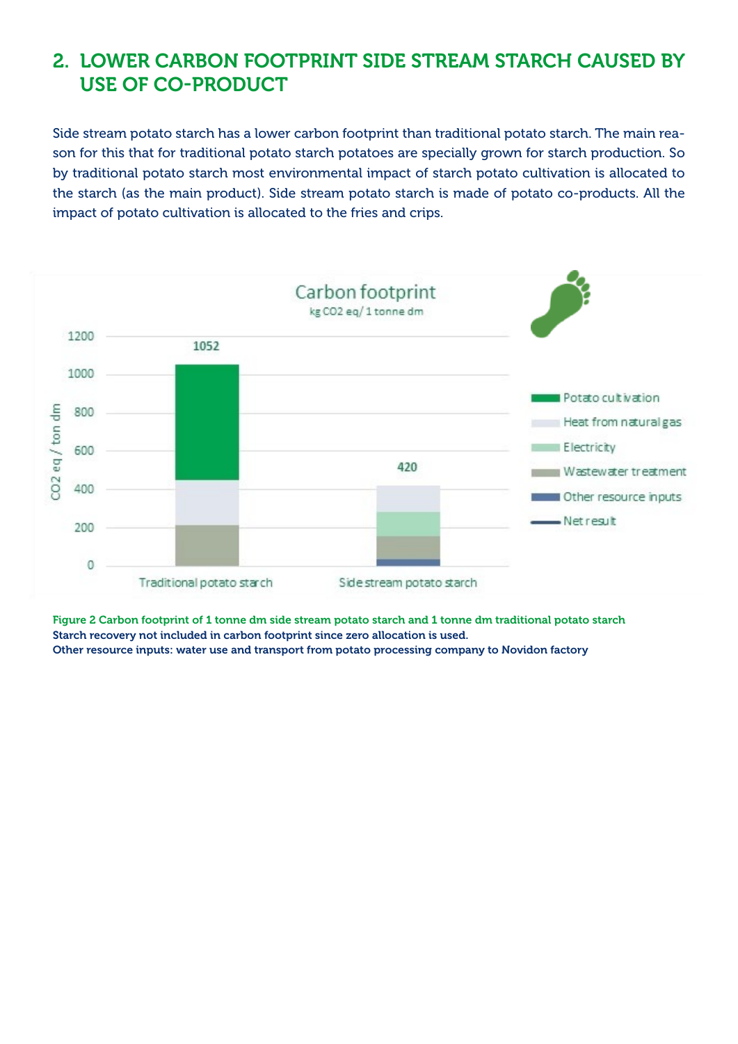## 2. LOWER CARBON FOOTPRINT SIDE STREAM STARCH CAUSED BY USE OF CO-PRODUCT

Side stream potato starch has a lower carbon footprint than traditional potato starch. The main reason for this that for traditional potato starch potatoes are specially grown for starch production. So by traditional potato starch most environmental impact of starch potato cultivation is allocated to the starch (as the main product). Side stream potato starch is made of potato co-products. All the impact of potato cultivation is allocated to the fries and crips.

**Figure 2 Carbon footprint of 1 tonne dm side stream potato starch and 1 tonne dm traditional potato starch**
**Starch recovery not included in carbon footprint since zero allocation is used.**
**Other resource inputs: water use and transport from potato processing company to Novidon factory**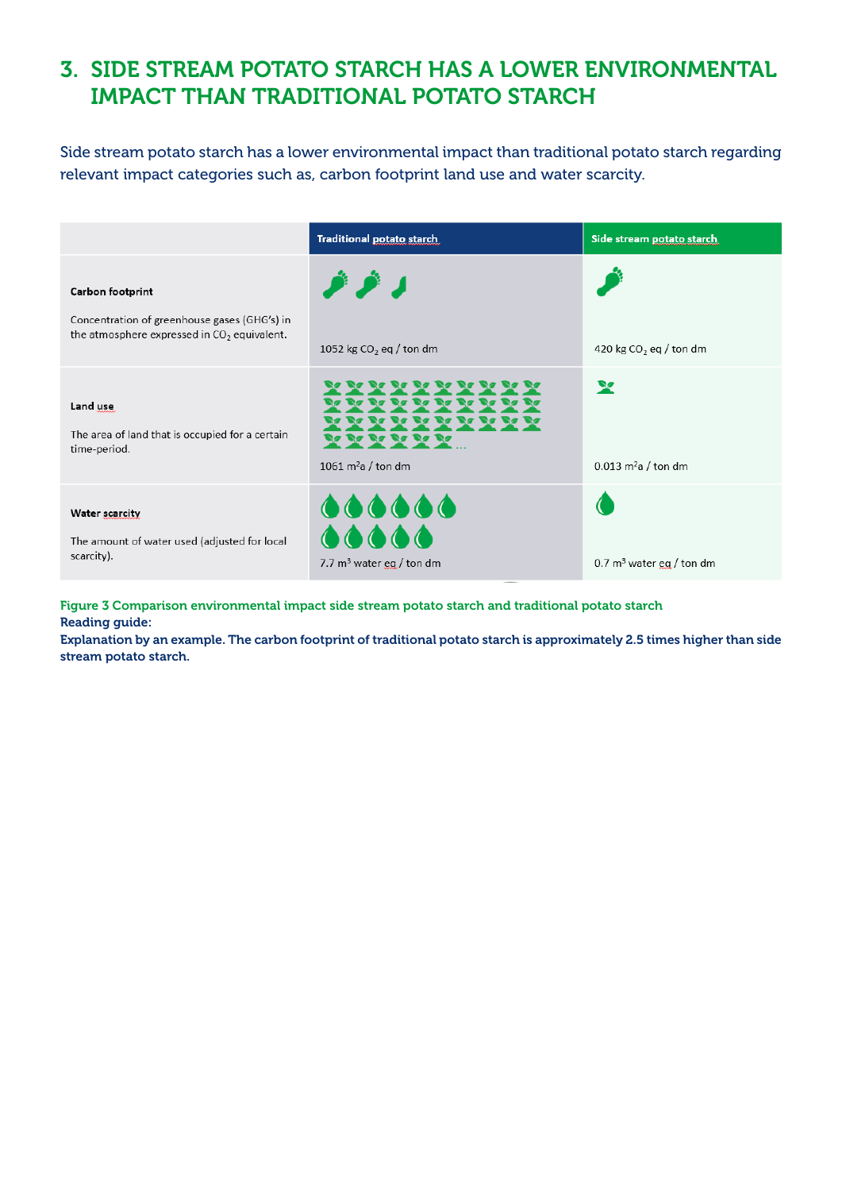# 3. SIDE STREAM POTATO STARCH HAS A LOWER ENVIRONMENTAL IMPACT THAN TRADITIONAL POTATO STARCH

Side stream potato starch has a lower environmental impact than traditional potato starch regarding relevant impact categories such as, carbon footprint land use and water scarcity.

| | Traditional potato starch | Side stream potato starch |
|---|---|---|
| **Carbon footprint**<br><br>Concentration of greenhouse gases (GHG's) in the atmosphere expressed in $CO_2$ equivalent. | 1052 kg $CO_2$ eq / ton dm | 420 kg $CO_2$ eq / ton dm |
| **Land use**<br><br>The area of land that is occupied for a certain time-period. | 1061 $m^2a$ / ton dm | 0.013 $m^2a$ / ton dm |
| **Water scarcity**<br><br>The amount of water used (adjusted for local scarcity). | 7.7 $m^3$ water eq / ton dm | 0.7 $m^3$ water eq / ton dm |

Figure 3 Comparison environmental impact side stream potato starch and traditional potato starch

**Reading guide:**

**Explanation by an example. The carbon footprint of traditional potato starch is approximately 2.5 times higher than side stream potato starch.**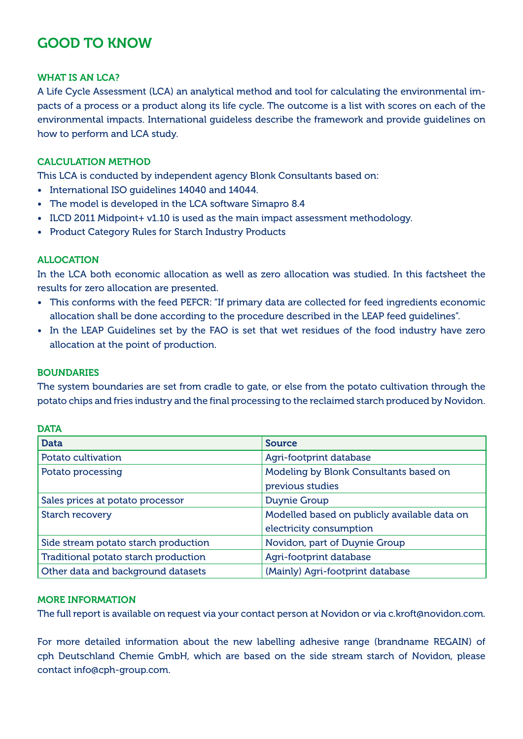# GOOD TO KNOW

### WHAT IS AN LCA?

A Life Cycle Assessment (LCA) an analytical method and tool for calculating the environmental impacts of a process or a product along its life cycle. The outcome is a list with scores on each of the environmental impacts. International guideless describe the framework and provide guidelines on how to perform and LCA study.

### CALCULATION METHOD

This LCA is conducted by independent agency Blonk Consultants based on:

- International ISO guidelines 14040 and 14044.
- The model is developed in the LCA software Simapro 8.4
- ILCD 2011 Midpoint+ v1.10 is used as the main impact assessment methodology.
- Product Category Rules for Starch Industry Products

### ALLOCATION

In the LCA both economic allocation as well as zero allocation was studied. In this factsheet the results for zero allocation are presented.

- This conforms with the feed PEFCR: "If primary data are collected for feed ingredients economic allocation shall be done according to the procedure described in the LEAP feed guidelines".
- In the LEAP Guidelines set by the FAO is set that wet residues of the food industry have zero allocation at the point of production.

### BOUNDARIES

The system boundaries are set from cradle to gate, or else from the potato cultivation through the potato chips and fries industry and the final processing to the reclaimed starch produced by Novidon.

### DATA

| Data | Source |
|---|---|
| Potato cultivation | Agri-footprint database |
| Potato processing | Modeling by Blonk Consultants based on previous studies |
| Sales prices at potato processor | Duynie Group |
| Starch recovery | Modelled based on publicly available data on electricity consumption |
| Side stream potato starch production | Novidon, part of Duynie Group |
| Traditional potato starch production | Agri-footprint database |
| Other data and background datasets | (Mainly) Agri-footprint database |

### MORE INFORMATION

The full report is available on request via your contact person at Novidon or via c.kroft@novidon.com.

For more detailed information about the new labelling adhesive range (brandname REGAIN) of cph Deutschland Chemie GmbH, which are based on the side stream starch of Novidon, please contact info@cph-group.com.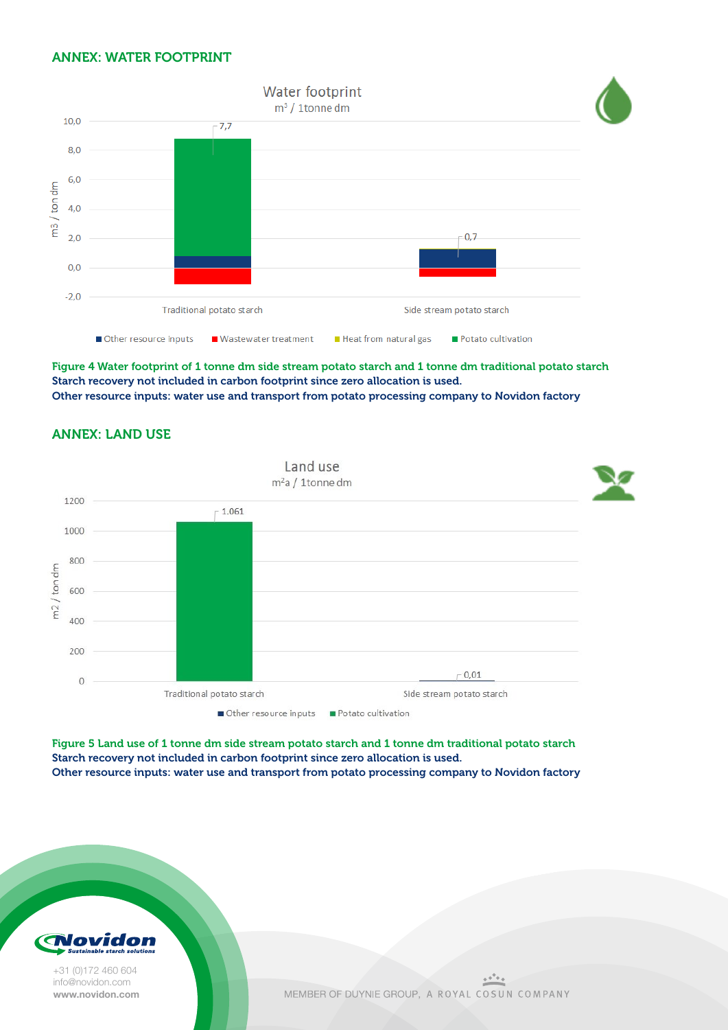## ANNEX: WATER FOOTPRINT

Water footprint
m³ / 1tonne dm

m3 / ton dm

10,0
8,0
6,0
4,0
2,0
0,0
-2,0

7,7
0,7

Traditional potato starch
Side stream potato starch

Other resource inputs
Wastewater treatment
Heat from natural gas
Potato cultivation

**Figure 4 Water footprint of 1 tonne dm side stream potato starch and 1 tonne dm traditional potato starch**
**Starch recovery not included in carbon footprint since zero allocation is used.**
**Other resource inputs: water use and transport from potato processing company to Novidon factory**

## ANNEX: LAND USE

Land use
m²a / 1tonne dm

m2 / ton dm

1200
1000
800
600
400
200
0

1.061
0,01

Traditional potato starch
Side stream potato starch

Other resource inputs
Potato cultivation

**Figure 5 Land use of 1 tonne dm side stream potato starch and 1 tonne dm traditional potato starch**
**Starch recovery not included in carbon footprint since zero allocation is used.**
**Other resource inputs: water use and transport from potato processing company to Novidon factory**

Novidon
Sustainable starch solutions

+31 (0)172 460 604
info@novidon.com
**www.novidon.com**

MEMBER OF DUYNIE GROUP, A ROYAL COSUN COMPANY